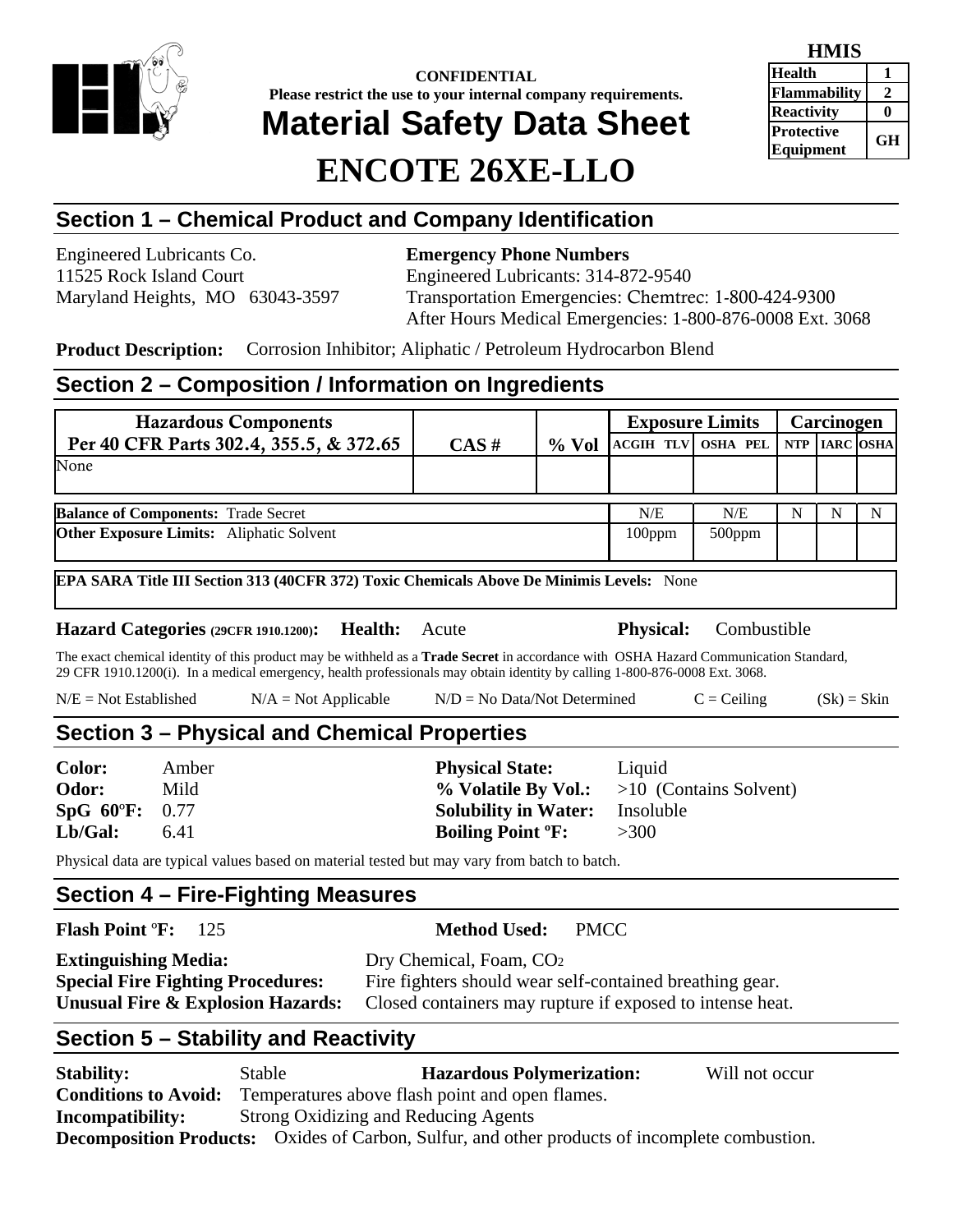**CONFIDENTIAL**
**Please restrict the use to your internal company requirements.**

# Material Safety Data Sheet

# ENCOTE 26XE-LLO

| HMIS | |
|---|---|
| Health | 1 |
| Flammability | 2 |
| Reactivity | 0 |
| Protective Equipment | GH |

## Section 1 – Chemical Product and Company Identification

Engineered Lubricants Co.
11525 Rock Island Court
Maryland Heights, MO 63043-3597

**Emergency Phone Numbers**
Engineered Lubricants: 314-872-9540
Transportation Emergencies: Chemtrec: 1-800-424-9300
After Hours Medical Emergencies: 1-800-876-0008 Ext. 3068

**Product Description:** Corrosion Inhibitor; Aliphatic / Petroleum Hydrocarbon Blend

## Section 2 – Composition / Information on Ingredients

| Hazardous Components Per 40 CFR Parts 302.4, 355.5, & 372.65 | CAS # | % Vol | Exposure Limits | | Carcinogen | | |
|---|---|---|---|---|---|---|---|
| | | | ACGIH TLV | OSHA PEL | NTP | IARC | OSHA |
| None | | | | | | | |
| **Balance of Components:** Trade Secret | | | N/E | N/E | N | N | N |
| **Other Exposure Limits:** Aliphatic Solvent | | | 100ppm | 500ppm | | | |

**EPA SARA Title III Section 313 (40CFR 372) Toxic Chemicals Above De Minimis Levels:** None

**Hazard Categories (29CFR 1910.1200):** **Health:** Acute **Physical:** Combustible

The exact chemical identity of this product may be withheld as a **Trade Secret** in accordance with OSHA Hazard Communication Standard, 29 CFR 1910.1200(i). In a medical emergency, health professionals may obtain identity by calling 1-800-876-0008 Ext. 3068.

N/E = Not Established N/A = Not Applicable N/D = No Data/Not Determined C = Ceiling (Sk) = Skin

## Section 3 – Physical and Chemical Properties

**Color:** Amber
**Odor:** Mild
**SpG 60ºF:** 0.77
**Lb/Gal:** 6.41

**Physical State:** Liquid
**% Volatile By Vol.:** >10 (Contains Solvent)
**Solubility in Water:** Insoluble
**Boiling Point ºF:** >300

Physical data are typical values based on material tested but may vary from batch to batch.

## Section 4 – Fire-Fighting Measures

**Flash Point ºF:** 125 **Method Used:** PMCC

**Extinguishing Media:** Dry Chemical, Foam, $CO_2$
**Special Fire Fighting Procedures:** Fire fighters should wear self-contained breathing gear.
**Unusual Fire & Explosion Hazards:** Closed containers may rupture if exposed to intense heat.

## Section 5 – Stability and Reactivity

**Stability:** Stable **Hazardous Polymerization:** Will not occur
**Conditions to Avoid:** Temperatures above flash point and open flames.
**Incompatibility:** Strong Oxidizing and Reducing Agents
**Decomposition Products:** Oxides of Carbon, Sulfur, and other products of incomplete combustion.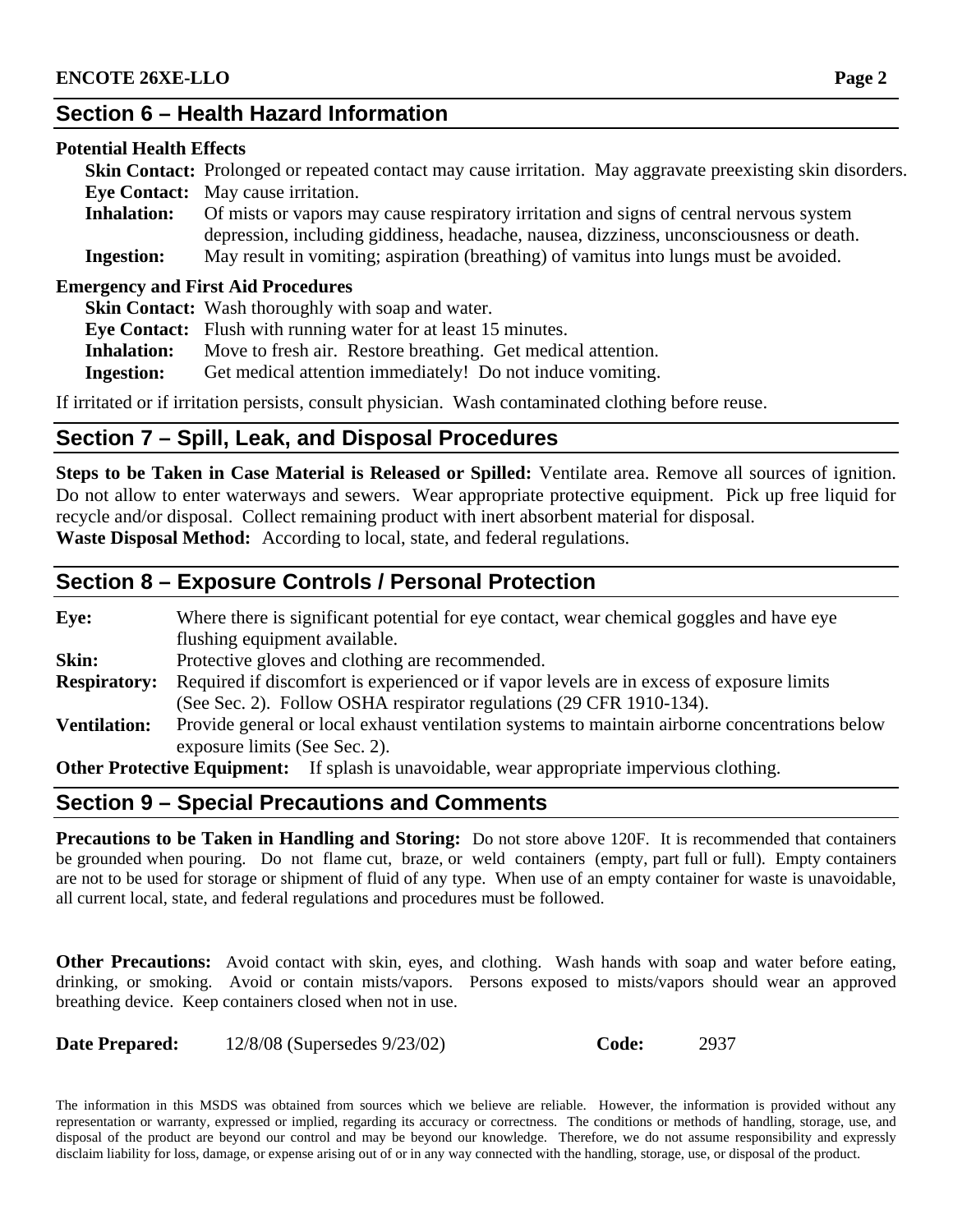## Section 6 – Health Hazard Information

**Potential Health Effects**

**Skin Contact:** Prolonged or repeated contact may cause irritation. May aggravate preexisting skin disorders.
**Eye Contact:** May cause irritation.
**Inhalation:** Of mists or vapors may cause respiratory irritation and signs of central nervous system depression, including giddiness, headache, nausea, dizziness, unconsciousness or death.
**Ingestion:** May result in vomiting; aspiration (breathing) of vamitus into lungs must be avoided.

**Emergency and First Aid Procedures**

**Skin Contact:** Wash thoroughly with soap and water.
**Eye Contact:** Flush with running water for at least 15 minutes.
**Inhalation:** Move to fresh air. Restore breathing. Get medical attention.
**Ingestion:** Get medical attention immediately! Do not induce vomiting.

If irritated or if irritation persists, consult physician. Wash contaminated clothing before reuse.

## Section 7 – Spill, Leak, and Disposal Procedures

**Steps to be Taken in Case Material is Released or Spilled:** Ventilate area. Remove all sources of ignition. Do not allow to enter waterways and sewers. Wear appropriate protective equipment. Pick up free liquid for recycle and/or disposal. Collect remaining product with inert absorbent material for disposal.
**Waste Disposal Method:** According to local, state, and federal regulations.

## Section 8 – Exposure Controls / Personal Protection

**Eye:** Where there is significant potential for eye contact, wear chemical goggles and have eye flushing equipment available.
**Skin:** Protective gloves and clothing are recommended.
**Respiratory:** Required if discomfort is experienced or if vapor levels are in excess of exposure limits (See Sec. 2). Follow OSHA respirator regulations (29 CFR 1910-134).
**Ventilation:** Provide general or local exhaust ventilation systems to maintain airborne concentrations below exposure limits (See Sec. 2).
**Other Protective Equipment:** If splash is unavoidable, wear appropriate impervious clothing.

## Section 9 – Special Precautions and Comments

**Precautions to be Taken in Handling and Storing:** Do not store above 120F. It is recommended that containers be grounded when pouring. Do not flame cut, braze, or weld containers (empty, part full or full). Empty containers are not to be used for storage or shipment of fluid of any type. When use of an empty container for waste is unavoidable, all current local, state, and federal regulations and procedures must be followed.

**Other Precautions:** Avoid contact with skin, eyes, and clothing. Wash hands with soap and water before eating, drinking, or smoking. Avoid or contain mists/vapors. Persons exposed to mists/vapors should wear an approved breathing device. Keep containers closed when not in use.

**Date Prepared:** 12/8/08 (Supersedes 9/23/02) **Code:** 2937

The information in this MSDS was obtained from sources which we believe are reliable. However, the information is provided without any representation or warranty, expressed or implied, regarding its accuracy or correctness. The conditions or methods of handling, storage, use, and disposal of the product are beyond our control and may be beyond our knowledge. Therefore, we do not assume responsibility and expressly disclaim liability for loss, damage, or expense arising out of or in any way connected with the handling, storage, use, or disposal of the product.